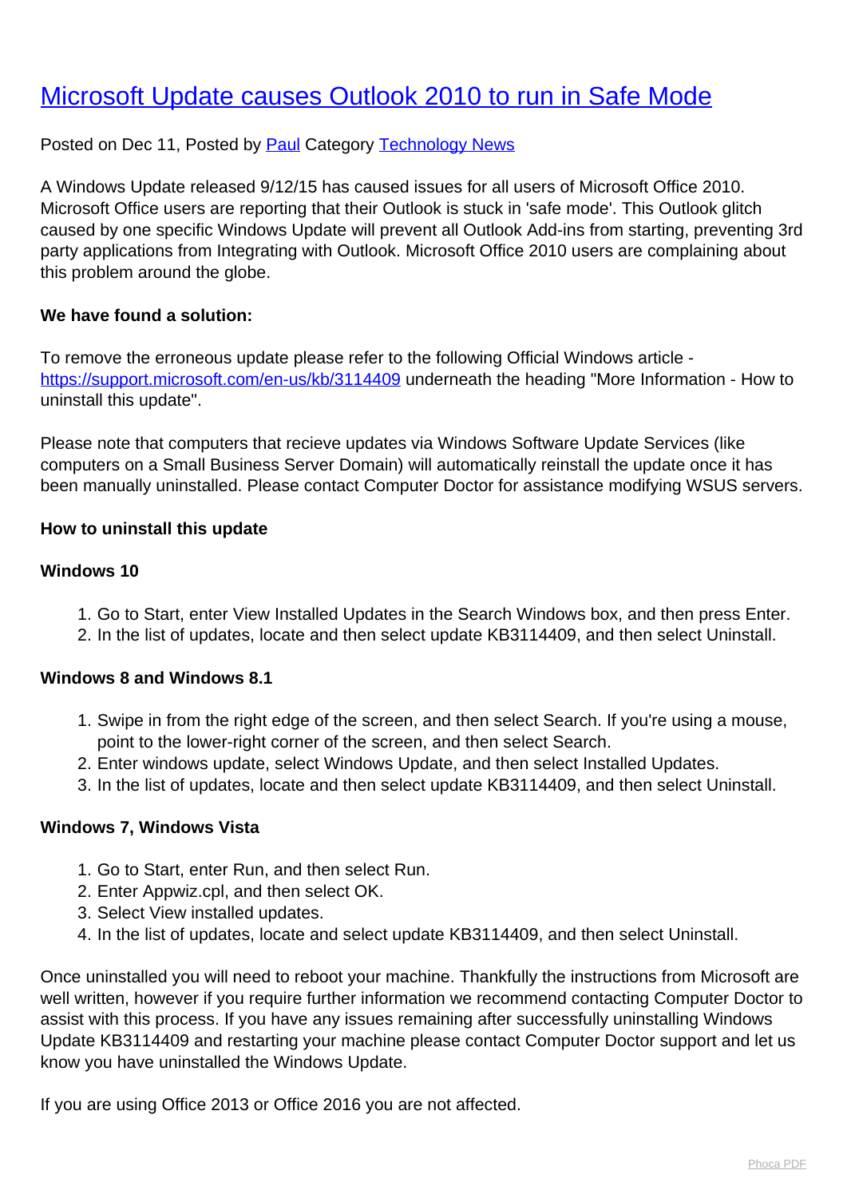# [Microsoft Update causes Outlook 2010 to run in Safe Mode]

Posted on Dec 11, Posted by [Paul] Category [Technology News]

A Windows Update released 9/12/15 has caused issues for all users of Microsoft Office 2010. Microsoft Office users are reporting that their Outlook is stuck in 'safe mode'. This Outlook glitch caused by one specific Windows Update will prevent all Outlook Add-ins from starting, preventing 3rd party applications from Integrating with Outlook. Microsoft Office 2010 users are complaining about this problem around the globe.

**We have found a solution:**

To remove the erroneous update please refer to the following Official Windows article - [https://support.microsoft.com/en-us/kb/3114409](https://support.microsoft.com/en-us/kb/3114409) underneath the heading "More Information - How to uninstall this update".

Please note that computers that recieve updates via Windows Software Update Services (like computers on a Small Business Server Domain) will automatically reinstall the update once it has been manually uninstalled. Please contact Computer Doctor for assistance modifying WSUS servers.

**How to uninstall this update**

**Windows 10**

1. Go to Start, enter View Installed Updates in the Search Windows box, and then press Enter.
2. In the list of updates, locate and then select update KB3114409, and then select Uninstall.

**Windows 8 and Windows 8.1**

1. Swipe in from the right edge of the screen, and then select Search. If you're using a mouse, point to the lower-right corner of the screen, and then select Search.
2. Enter windows update, select Windows Update, and then select Installed Updates.
3. In the list of updates, locate and then select update KB3114409, and then select Uninstall.

**Windows 7, Windows Vista**

1. Go to Start, enter Run, and then select Run.
2. Enter Appwiz.cpl, and then select OK.
3. Select View installed updates.
4. In the list of updates, locate and select update KB3114409, and then select Uninstall.

Once uninstalled you will need to reboot your machine. Thankfully the instructions from Microsoft are well written, however if you require further information we recommend contacting Computer Doctor to assist with this process. If you have any issues remaining after successfully uninstalling Windows Update KB3114409 and restarting your machine please contact Computer Doctor support and let us know you have uninstalled the Windows Update.

If you are using Office 2013 or Office 2016 you are not affected.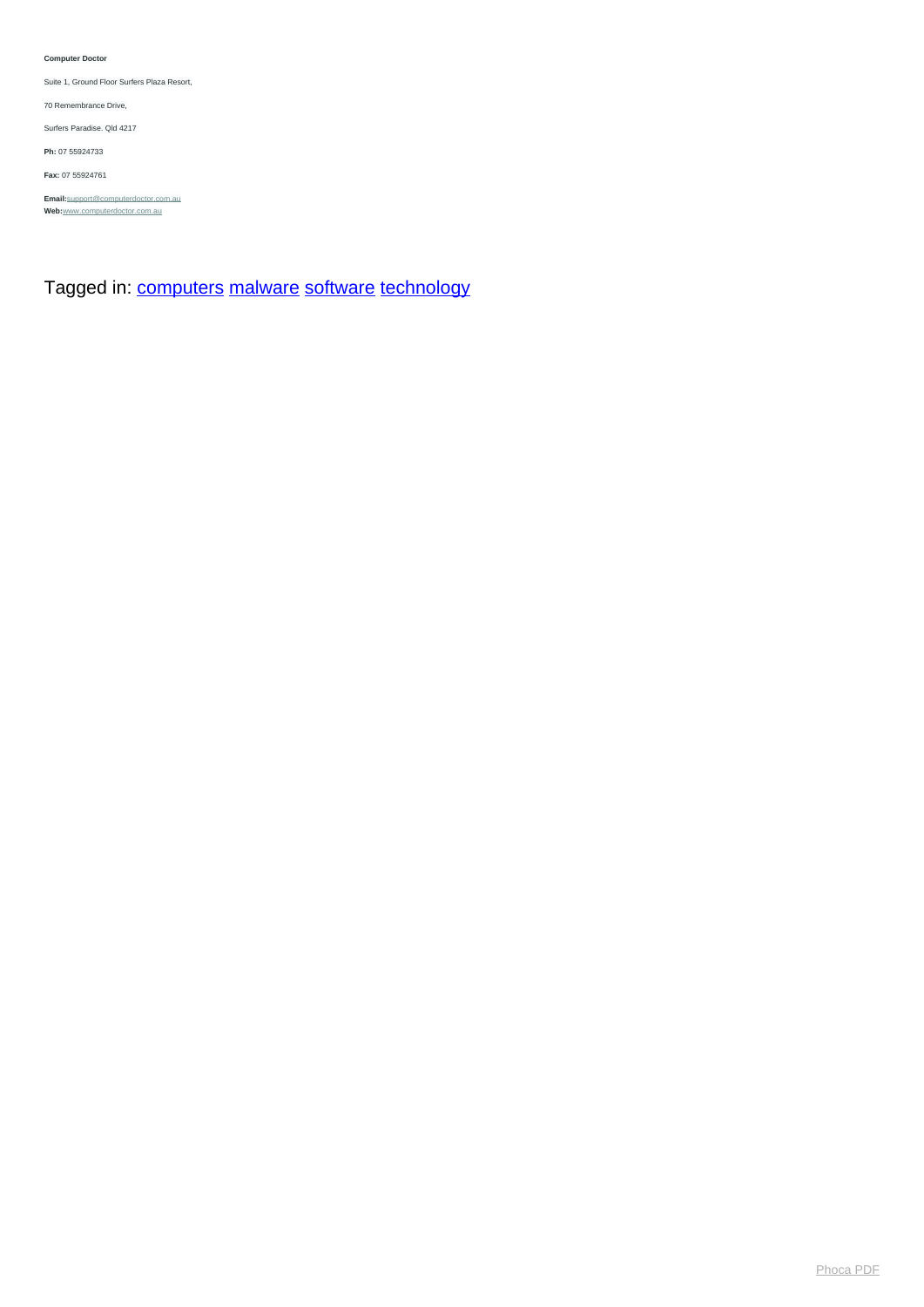**Computer Doctor**

Suite 1, Ground Floor Surfers Plaza Resort,

70 Remembrance Drive,

Surfers Paradise. Qld 4217

**Ph:** 07 55924733

**Fax:** 07 55924761

**Email:**[support@computerdoctor.com.au](mailto:support@computerdoctor.com.au)
**Web:**[www.computerdoctor.com.au](http://www.computerdoctor.com.au)

Tagged in: [computers](#) [malware](#) [software](#) [technology](#)